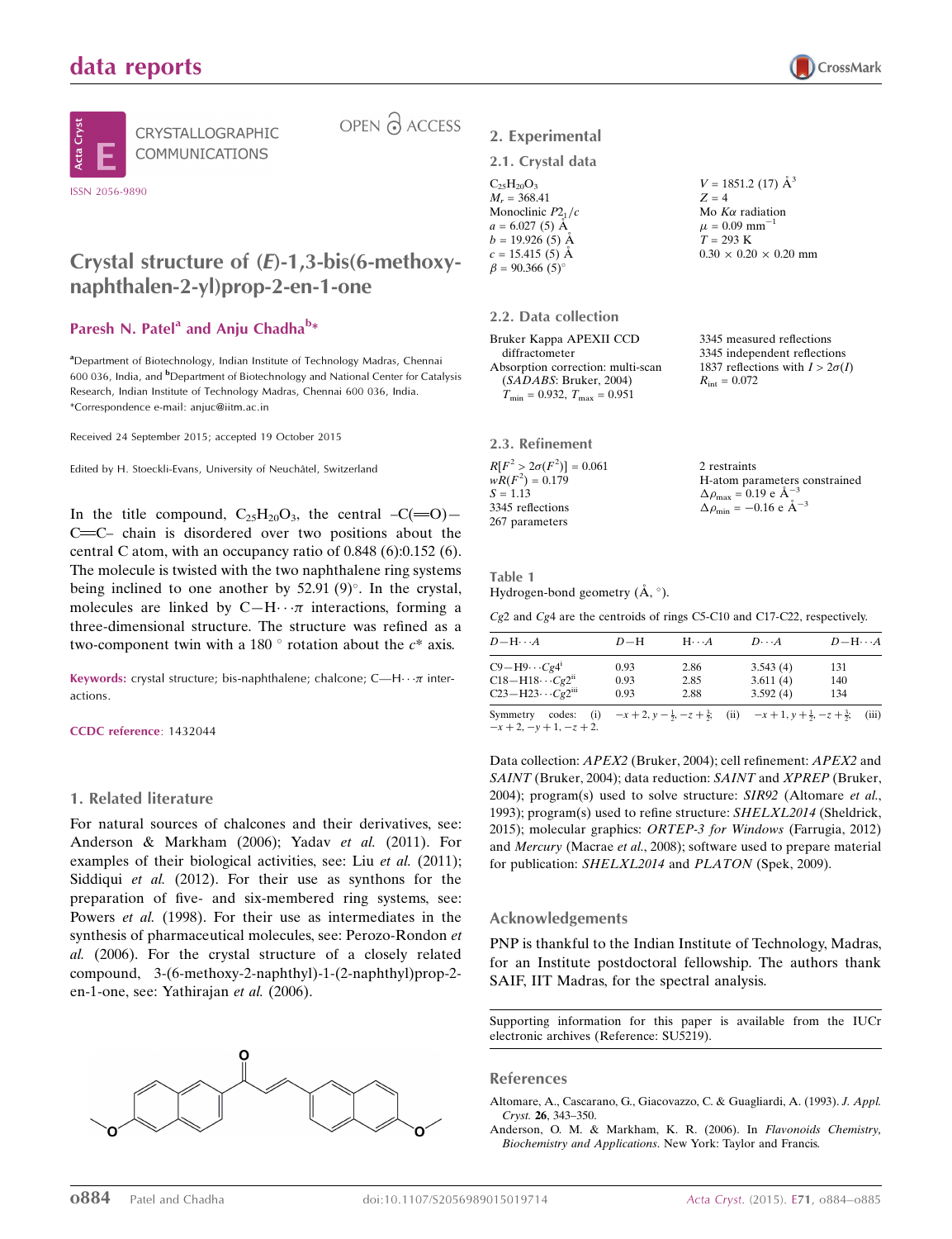# data reports

CRYSTALLOGRAPHIC COMMUNICATIONS

ISSN 2056-9890

OPEN ACCESS

# Crystal structure of (*E*)-1,3-bis(6-methoxy-naphthalen-2-yl)prop-2-en-1-one

**Paresh N. Patel[a] and Anju Chadha[b]***

[a]Department of Biotechnology, Indian Institute of Technology Madras, Chennai 600 036, India, and [b]Department of Biotechnology and National Center for Catalysis Research, Indian Institute of Technology Madras, Chennai 600 036, India. *Correspondence e-mail: anjuc@iitm.ac.in

Received 24 September 2015; accepted 19 October 2015

Edited by H. Stoeckli-Evans, University of Neuchâtel, Switzerland

In the title compound, $C_{25}H_{20}O_3$, the central –C(=O)—C=C– chain is disordered over two positions about the central C atom, with an occupancy ratio of 0.848 (6):0.152 (6). The molecule is twisted with the two naphthalene ring systems being inclined to one another by 52.91 (9)°. In the crystal, molecules are linked by C—H⋯π interactions, forming a three-dimensional structure. The structure was refined as a two-component twin with a 180 ° rotation about the $c^*$ axis.

**Keywords:** crystal structure; bis-naphthalene; chalcone; C—H⋯π interactions.

**CCDC reference**: 1432044

## 1. Related literature

For natural sources of chalcones and their derivatives, see: Anderson & Markham (2006); Yadav *et al.* (2011). For examples of their biological activities, see: Liu *et al.* (2011); Siddiqui *et al.* (2012). For their use as synthons for the preparation of five- and six-membered ring systems, see: Powers *et al.* (1998). For their use as intermediates in the synthesis of pharmaceutical molecules, see: Perozo-Rondon *et al.* (2006). For the crystal structure of a closely related compound, 3-(6-methoxy-2-naphthyl)-1-(2-naphthyl)prop-2-en-1-one, see: Yathirajan *et al.* (2006).

## 2. Experimental

### 2.1. Crystal data

$C_{25}H_{20}O_3$
$M_r = 368.41$
Monoclinic $P2_1/c$
$a = 6.027$ (5) Å
$b = 19.926$ (5) Å
$c = 15.415$ (5) Å
$\beta = 90.366$ (5)°
$V = 1851.2$ (17) Å$^3$
$Z = 4$
Mo $K\alpha$ radiation
$\mu = 0.09$ mm$^{-1}$
$T = 293$ K
0.30 × 0.20 × 0.20 mm

### 2.2. Data collection

Bruker Kappa APEXII CCD diffractometer
Absorption correction: multi-scan (*SADABS*: Bruker, 2004)
$T_{min} = 0.932$, $T_{max} = 0.951$
3345 measured reflections
3345 independent reflections
1837 reflections with $I > 2\sigma(I)$
$R_{int} = 0.072$

### 2.3. Refinement

$R[F^2 > 2\sigma(F^2)] = 0.061$
$wR(F^2) = 0.179$
$S = 1.13$
3345 reflections
267 parameters
2 restraints
H-atom parameters constrained
$\Delta\rho_{max} = 0.19$ e Å$^{-3}$
$\Delta\rho_{min} = -0.16$ e Å$^{-3}$

**Table 1**
Hydrogen-bond geometry (Å, °).

*Cg*2 and *Cg*4 are the centroids of rings C5-C10 and C17-C22, respectively.

| *D*—H⋯*A* | *D*—H | H⋯*A* | *D*⋯*A* | *D*—H⋯*A* |
|---|---|---|---|---|
| C9—H9⋯*Cg*4[i] | 0.93 | 2.86 | 3.543 (4) | 131 |
| C18—H18⋯*Cg*2[ii] | 0.93 | 2.85 | 3.611 (4) | 140 |
| C23—H23⋯*Cg*2[iii] | 0.93 | 2.88 | 3.592 (4) | 134 |

Symmetry codes: (i) $-x+2, y-\frac{1}{2}, -z+\frac{3}{2}$; (ii) $-x+1, y+\frac{1}{2}, -z+\frac{3}{2}$; (iii) $-x+2, -y+1, -z+2$.

Data collection: *APEX2* (Bruker, 2004); cell refinement: *APEX2* and *SAINT* (Bruker, 2004); data reduction: *SAINT* and *XPREP* (Bruker, 2004); program(s) used to solve structure: *SIR92* (Altomare *et al.*, 1993); program(s) used to refine structure: *SHELXL2014* (Sheldrick, 2015); molecular graphics: *ORTEP-3 for Windows* (Farrugia, 2012) and *Mercury* (Macrae *et al.*, 2008); software used to prepare material for publication: *SHELXL2014* and *PLATON* (Spek, 2009).

## Acknowledgements

PNP is thankful to the Indian Institute of Technology, Madras, for an Institute postdoctoral fellowship. The authors thank SAIF, IIT Madras, for the spectral analysis.

Supporting information for this paper is available from the IUCr electronic archives (Reference: SU5219).

## References

Altomare, A., Cascarano, G., Giacovazzo, C. & Guagliardi, A. (1993). *J. Appl. Cryst.* **26**, 343–350.
Anderson, O. M. & Markham, K. R. (2006). In *Flavonoids Chemistry, Biochemistry and Applications*. New York: Taylor and Francis.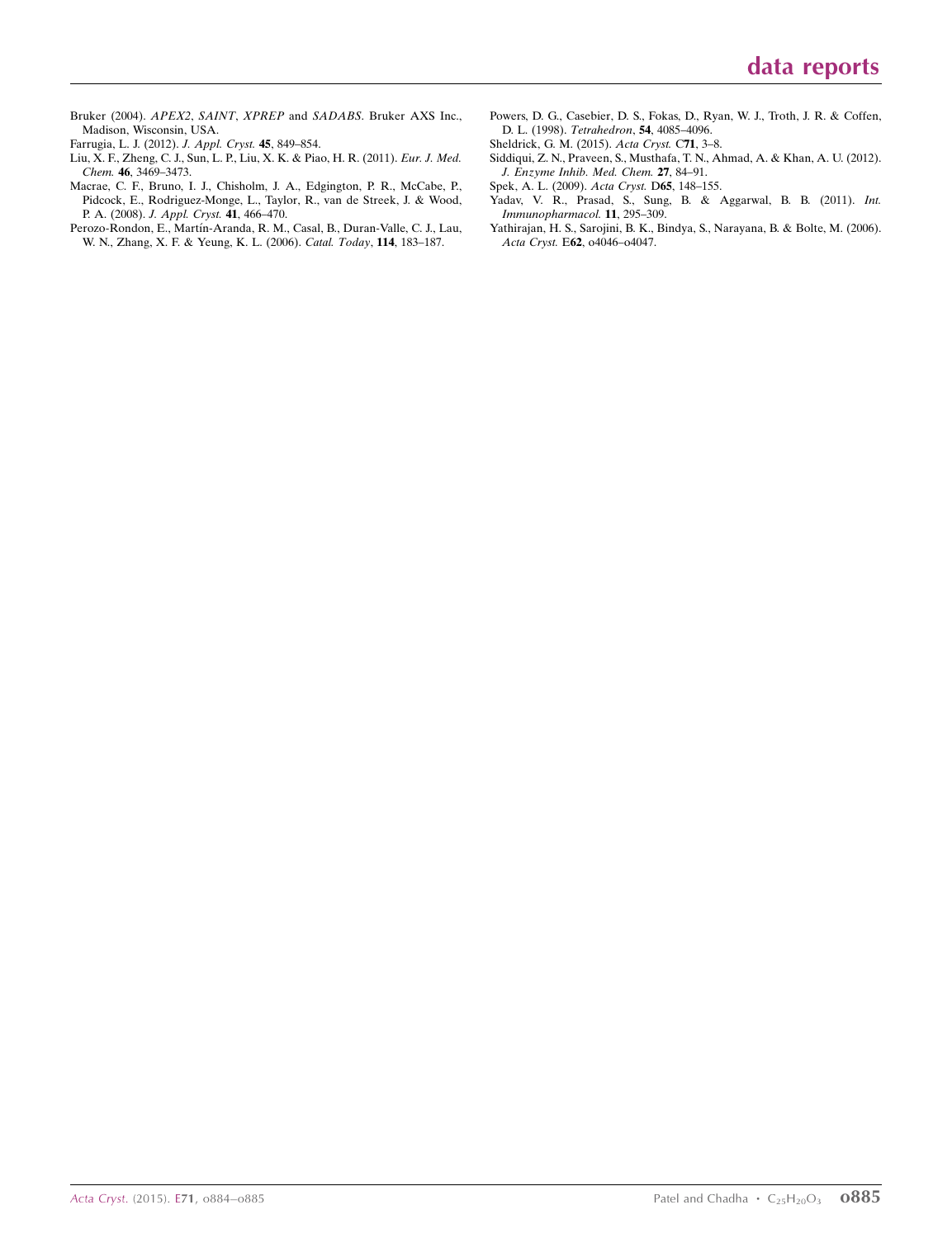Bruker (2004). *APEX2*, *SAINT*, *XPREP* and *SADABS*. Bruker AXS Inc., Madison, Wisconsin, USA.

Farrugia, L. J. (2012). *J. Appl. Cryst.* **45**, 849–854.

Liu, X. F., Zheng, C. J., Sun, L. P., Liu, X. K. & Piao, H. R. (2011). *Eur. J. Med. Chem.* **46**, 3469–3473.

Macrae, C. F., Bruno, I. J., Chisholm, J. A., Edgington, P. R., McCabe, P., Pidcock, E., Rodriguez-Monge, L., Taylor, R., van de Streek, J. & Wood, P. A. (2008). *J. Appl. Cryst.* **41**, 466–470.

Perozo-Rondon, E., Martín-Aranda, R. M., Casal, B., Duran-Valle, C. J., Lau, W. N., Zhang, X. F. & Yeung, K. L. (2006). *Catal. Today*, **114**, 183–187.

Powers, D. G., Casebier, D. S., Fokas, D., Ryan, W. J., Troth, J. R. & Coffen, D. L. (1998). *Tetrahedron*, **54**, 4085–4096.

Sheldrick, G. M. (2015). *Acta Cryst.* C**71**, 3–8.

Siddiqui, Z. N., Praveen, S., Musthafa, T. N., Ahmad, A. & Khan, A. U. (2012). *J. Enzyme Inhib. Med. Chem.* **27**, 84–91.

Spek, A. L. (2009). *Acta Cryst.* D**65**, 148–155.

Yadav, V. R., Prasad, S., Sung, B. & Aggarwal, B. B. (2011). *Int. Immunopharmacol.* **11**, 295–309.

Yathirajan, H. S., Sarojini, B. K., Bindya, S., Narayana, B. & Bolte, M. (2006). *Acta Cryst.* E**62**, o4046–o4047.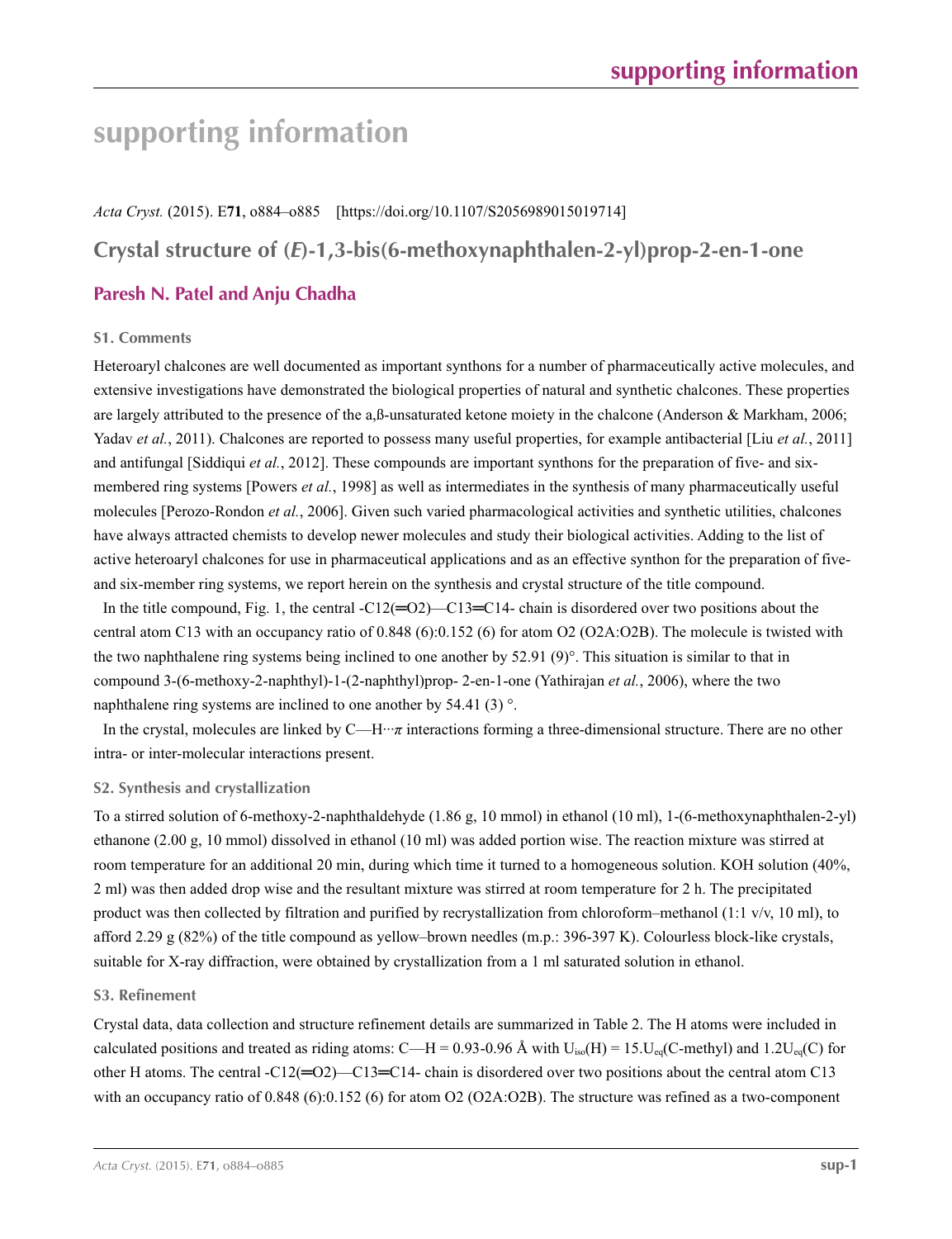# supporting information

*Acta Cryst.* (2015). E**71**, o884–o885 [https://doi.org/10.1107/S2056989015019714]

## Crystal structure of (*E*)-1,3-bis(6-methoxynaphthalen-2-yl)prop-2-en-1-one

### Paresh N. Patel and Anju Chadha

#### S1. Comments

Heteroaryl chalcones are well documented as important synthons for a number of pharmaceutically active molecules, and extensive investigations have demonstrated the biological properties of natural and synthetic chalcones. These properties are largely attributed to the presence of the a,ß-unsaturated ketone moiety in the chalcone (Anderson & Markham, 2006; Yadav *et al.*, 2011). Chalcones are reported to possess many useful properties, for example antibacterial [Liu *et al.*, 2011] and antifungal [Siddiqui *et al.*, 2012]. These compounds are important synthons for the preparation of five- and six-membered ring systems [Powers *et al.*, 1998] as well as intermediates in the synthesis of many pharmaceutically useful molecules [Perozo-Rondon *et al.*, 2006]. Given such varied pharmacological activities and synthetic utilities, chalcones have always attracted chemists to develop newer molecules and study their biological activities. Adding to the list of active heteroaryl chalcones for use in pharmaceutical applications and as an effective synthon for the preparation of five- and six-member ring systems, we report herein on the synthesis and crystal structure of the title compound.

In the title compound, Fig. 1, the central -C12(=O2)—C13=C14- chain is disordered over two positions about the central atom C13 with an occupancy ratio of 0.848 (6):0.152 (6) for atom O2 (O2A:O2B). The molecule is twisted with the two naphthalene ring systems being inclined to one another by 52.91 (9)°. This situation is similar to that in compound 3-(6-methoxy-2-naphthyl)-1-(2-naphthyl)prop- 2-en-1-one (Yathirajan *et al.*, 2006), where the two naphthalene ring systems are inclined to one another by 54.41 (3) °.

In the crystal, molecules are linked by C—H···*π* interactions forming a three-dimensional structure. There are no other intra- or inter-molecular interactions present.

#### S2. Synthesis and crystallization

To a stirred solution of 6-methoxy-2-naphthaldehyde (1.86 g, 10 mmol) in ethanol (10 ml), 1-(6-methoxynaphthalen-2-yl) ethanone (2.00 g, 10 mmol) dissolved in ethanol (10 ml) was added portion wise. The reaction mixture was stirred at room temperature for an additional 20 min, during which time it turned to a homogeneous solution. KOH solution (40%, 2 ml) was then added drop wise and the resultant mixture was stirred at room temperature for 2 h. The precipitated product was then collected by filtration and purified by recrystallization from chloroform–methanol (1:1 v/v, 10 ml), to afford 2.29 g (82%) of the title compound as yellow–brown needles (m.p.: 396-397 K). Colourless block-like crystals, suitable for X-ray diffraction, were obtained by crystallization from a 1 ml saturated solution in ethanol.

#### S3. Refinement

Crystal data, data collection and structure refinement details are summarized in Table 2. The H atoms were included in calculated positions and treated as riding atoms: C—H = 0.93-0.96 Å with $U_{iso}(H) = 15.U_{eq}$(C-methyl) and $1.2U_{eq}$(C) for other H atoms. The central -C12(=O2)—C13=C14- chain is disordered over two positions about the central atom C13 with an occupancy ratio of 0.848 (6):0.152 (6) for atom O2 (O2A:O2B). The structure was refined as a two-component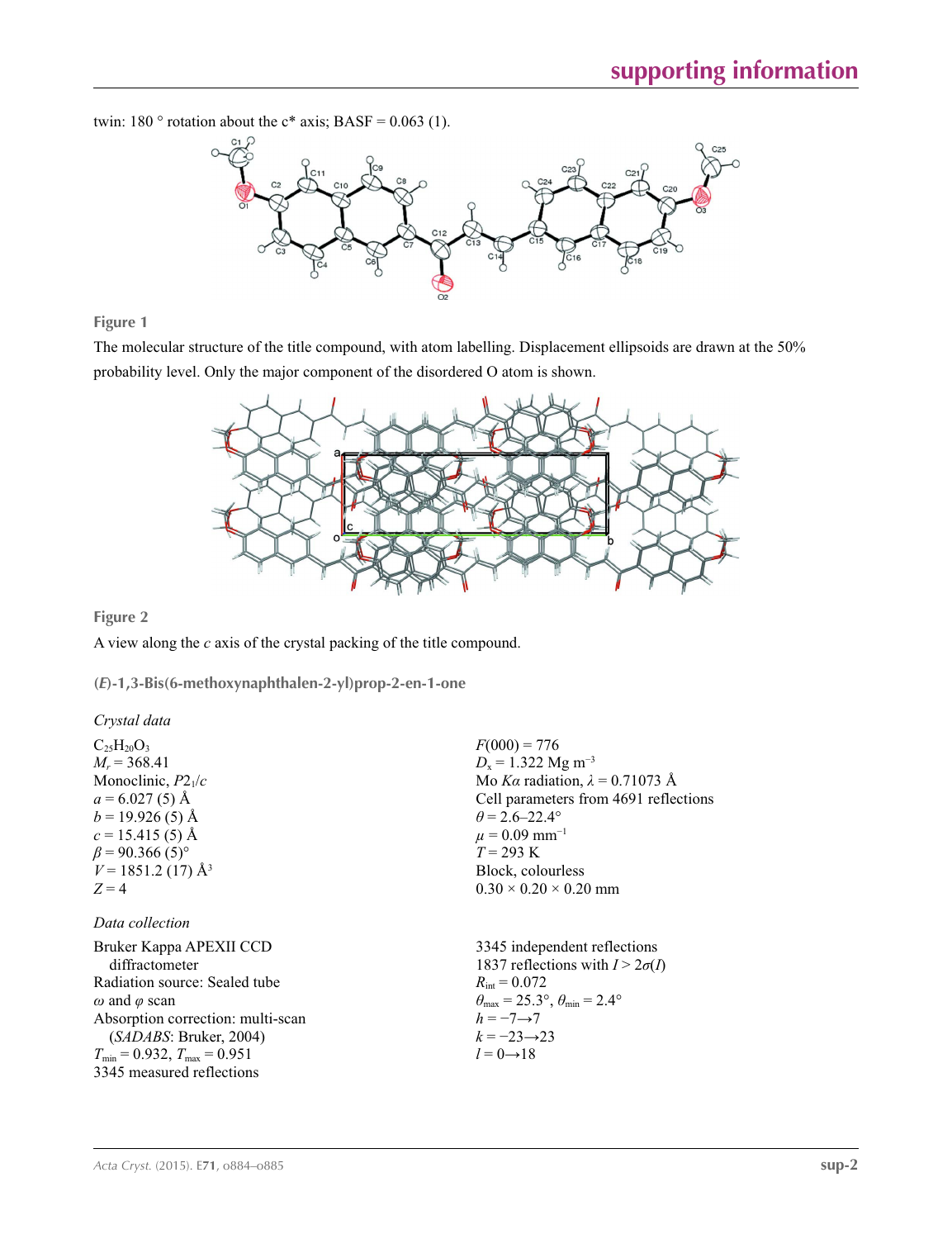twin: 180 ° rotation about the c* axis; BASF = 0.063 (1).

**Figure 1**

The molecular structure of the title compound, with atom labelling. Displacement ellipsoids are drawn at the 50% probability level. Only the major component of the disordered O atom is shown.

**Figure 2**

A view along the *c* axis of the crystal packing of the title compound.

## (*E*)-1,3-Bis(6-methoxynaphthalen-2-yl)prop-2-en-1-one

### *Crystal data*

$C_{25}H_{20}O_3$
$M_r = 368.41$
Monoclinic, $P2_1/c$
$a = 6.027$ (5) Å
$b = 19.926$ (5) Å
$c = 15.415$ (5) Å
$\beta = 90.366$ (5)°
$V = 1851.2$ (17) Å$^3$
$Z = 4$
$F(000) = 776$
$D_x = 1.322$ Mg m$^{-3}$
Mo *Kα* radiation, $\lambda = 0.71073$ Å
Cell parameters from 4691 reflections
$\theta = 2.6$–22.4°
$\mu = 0.09$ mm$^{-1}$
$T = 293$ K
Block, colourless
0.30 × 0.20 × 0.20 mm

### *Data collection*

Bruker Kappa APEXII CCD diffractometer
Radiation source: Sealed tube
*ω* and *φ* scan
Absorption correction: multi-scan (*SADABS*: Bruker, 2004)
$T_{min} = 0.932$, $T_{max} = 0.951$
3345 measured reflections
3345 independent reflections
1837 reflections with $I > 2\sigma(I)$
$R_{int} = 0.072$
$\theta_{max} = 25.3°$, $\theta_{min} = 2.4°$
$h = -7 \rightarrow 7$
$k = -23 \rightarrow 23$
$l = 0 \rightarrow 18$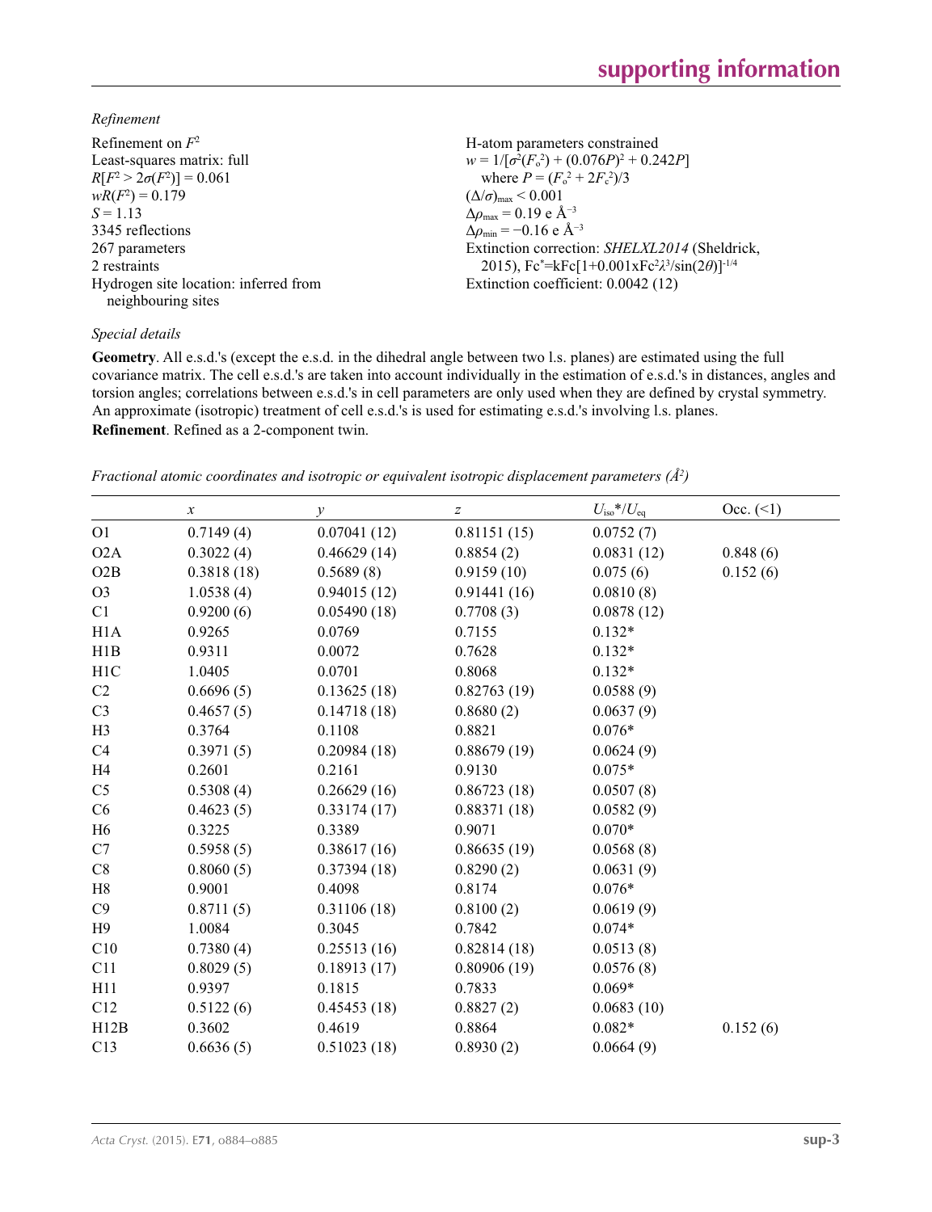*Refinement*

Refinement on $F^2$
Least-squares matrix: full
$R[F^2 > 2\sigma(F^2)] = 0.061$
$wR(F^2) = 0.179$
$S = 1.13$
3345 reflections
267 parameters
2 restraints
Hydrogen site location: inferred from neighbouring sites

H-atom parameters constrained
$w = 1/[\sigma^2(F_o^2) + (0.076P)^2 + 0.242P]$
where $P = (F_o^2 + 2F_c^2)/3$
$(\Delta/\sigma)_{max} < 0.001$
$\Delta\rho_{max} = 0.19$ e Å$^{-3}$
$\Delta\rho_{min} = -0.16$ e Å$^{-3}$
Extinction correction: *SHELXL2014* (Sheldrick, 2015), $Fc^* = kFc[1+0.001xFc^2\lambda^3/\sin(2\theta)]^{-1/4}$
Extinction coefficient: 0.0042 (12)

*Special details*

**Geometry**. All e.s.d.'s (except the e.s.d. in the dihedral angle between two l.s. planes) are estimated using the full covariance matrix. The cell e.s.d.'s are taken into account individually in the estimation of e.s.d.'s in distances, angles and torsion angles; correlations between e.s.d.'s in cell parameters are only used when they are defined by crystal symmetry. An approximate (isotropic) treatment of cell e.s.d.'s is used for estimating e.s.d.'s involving l.s. planes.
**Refinement**. Refined as a 2-component twin.

*Fractional atomic coordinates and isotropic or equivalent isotropic displacement parameters (Å$^2$)*

| | $x$ | $y$ | $z$ | $U_{iso}$*/$U_{eq}$ | Occ. (<1) |
|---|---|---|---|---|---|
| O1 | 0.7149 (4) | 0.07041 (12) | 0.81151 (15) | 0.0752 (7) | |
| O2A | 0.3022 (4) | 0.46629 (14) | 0.8854 (2) | 0.0831 (12) | 0.848 (6) |
| O2B | 0.3818 (18) | 0.5689 (8) | 0.9159 (10) | 0.075 (6) | 0.152 (6) |
| O3 | 1.0538 (4) | 0.94015 (12) | 0.91441 (16) | 0.0810 (8) | |
| C1 | 0.9200 (6) | 0.05490 (18) | 0.7708 (3) | 0.0878 (12) | |
| H1A | 0.9265 | 0.0769 | 0.7155 | 0.132* | |
| H1B | 0.9311 | 0.0072 | 0.7628 | 0.132* | |
| H1C | 1.0405 | 0.0701 | 0.8068 | 0.132* | |
| C2 | 0.6696 (5) | 0.13625 (18) | 0.82763 (19) | 0.0588 (9) | |
| C3 | 0.4657 (5) | 0.14718 (18) | 0.8680 (2) | 0.0637 (9) | |
| H3 | 0.3764 | 0.1108 | 0.8821 | 0.076* | |
| C4 | 0.3971 (5) | 0.20984 (18) | 0.88679 (19) | 0.0624 (9) | |
| H4 | 0.2601 | 0.2161 | 0.9130 | 0.075* | |
| C5 | 0.5308 (4) | 0.26629 (16) | 0.86723 (18) | 0.0507 (8) | |
| C6 | 0.4623 (5) | 0.33174 (17) | 0.88371 (18) | 0.0582 (9) | |
| H6 | 0.3225 | 0.3389 | 0.9071 | 0.070* | |
| C7 | 0.5958 (5) | 0.38617 (16) | 0.86635 (19) | 0.0568 (8) | |
| C8 | 0.8060 (5) | 0.37394 (18) | 0.8290 (2) | 0.0631 (9) | |
| H8 | 0.9001 | 0.4098 | 0.8174 | 0.076* | |
| C9 | 0.8711 (5) | 0.31106 (18) | 0.8100 (2) | 0.0619 (9) | |
| H9 | 1.0084 | 0.3045 | 0.7842 | 0.074* | |
| C10 | 0.7380 (4) | 0.25513 (16) | 0.82814 (18) | 0.0513 (8) | |
| C11 | 0.8029 (5) | 0.18913 (17) | 0.80906 (19) | 0.0576 (8) | |
| H11 | 0.9397 | 0.1815 | 0.7833 | 0.069* | |
| C12 | 0.5122 (6) | 0.45453 (18) | 0.8827 (2) | 0.0683 (10) | |
| H12B | 0.3602 | 0.4619 | 0.8864 | 0.082* | 0.152 (6) |
| C13 | 0.6636 (5) | 0.51023 (18) | 0.8930 (2) | 0.0664 (9) | |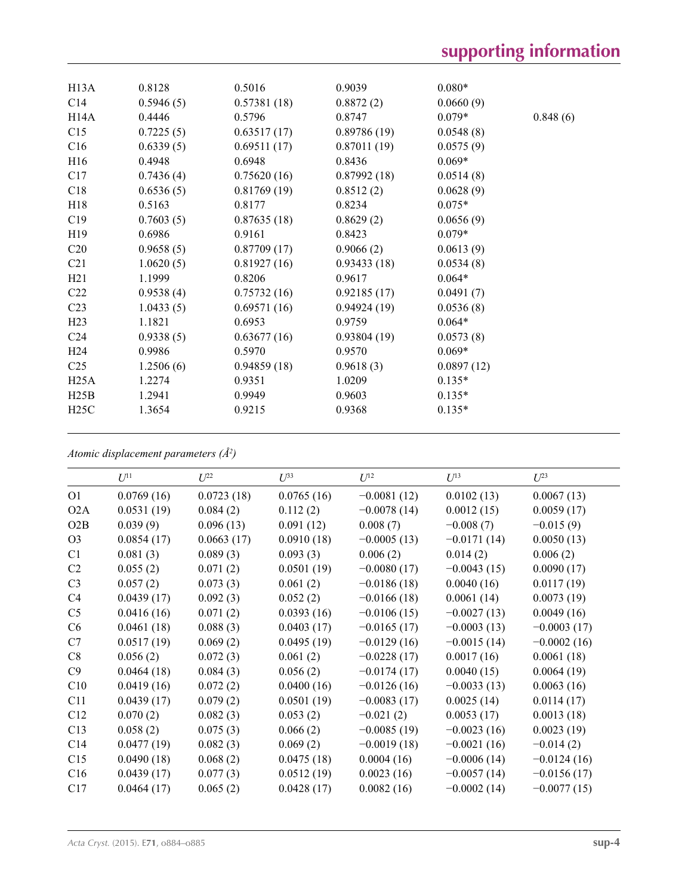| | | | | | |
|---|---|---|---|---|---|
| H13A | 0.8128 | 0.5016 | 0.9039 | 0.080* | |
| C14 | 0.5946 (5) | 0.57381 (18) | 0.8872 (2) | 0.0660 (9) | |
| H14A | 0.4446 | 0.5796 | 0.8747 | 0.079* | 0.848 (6) |
| C15 | 0.7225 (5) | 0.63517 (17) | 0.89786 (19) | 0.0548 (8) | |
| C16 | 0.6339 (5) | 0.69511 (17) | 0.87011 (19) | 0.0575 (9) | |
| H16 | 0.4948 | 0.6948 | 0.8436 | 0.069* | |
| C17 | 0.7436 (4) | 0.75620 (16) | 0.87992 (18) | 0.0514 (8) | |
| C18 | 0.6536 (5) | 0.81769 (19) | 0.8512 (2) | 0.0628 (9) | |
| H18 | 0.5163 | 0.8177 | 0.8234 | 0.075* | |
| C19 | 0.7603 (5) | 0.87635 (18) | 0.8629 (2) | 0.0656 (9) | |
| H19 | 0.6986 | 0.9161 | 0.8423 | 0.079* | |
| C20 | 0.9658 (5) | 0.87709 (17) | 0.9066 (2) | 0.0613 (9) | |
| C21 | 1.0620 (5) | 0.81927 (16) | 0.93433 (18) | 0.0534 (8) | |
| H21 | 1.1999 | 0.8206 | 0.9617 | 0.064* | |
| C22 | 0.9538 (4) | 0.75732 (16) | 0.92185 (17) | 0.0491 (7) | |
| C23 | 1.0433 (5) | 0.69571 (16) | 0.94924 (19) | 0.0536 (8) | |
| H23 | 1.1821 | 0.6953 | 0.9759 | 0.064* | |
| C24 | 0.9338 (5) | 0.63677 (16) | 0.93804 (19) | 0.0573 (8) | |
| H24 | 0.9986 | 0.5970 | 0.9570 | 0.069* | |
| C25 | 1.2506 (6) | 0.94859 (18) | 0.9618 (3) | 0.0897 (12) | |
| H25A | 1.2274 | 0.9351 | 1.0209 | 0.135* | |
| H25B | 1.2941 | 0.9949 | 0.9603 | 0.135* | |
| H25C | 1.3654 | 0.9215 | 0.9368 | 0.135* | |

*Atomic displacement parameters (Å$^2$)*

| | $U^{11}$ | $U^{22}$ | $U^{33}$ | $U^{12}$ | $U^{13}$ | $U^{23}$ |
|---|---|---|---|---|---|---|
| O1 | 0.0769 (16) | 0.0723 (18) | 0.0765 (16) | −0.0081 (12) | 0.0102 (13) | 0.0067 (13) |
| O2A | 0.0531 (19) | 0.084 (2) | 0.112 (2) | −0.0078 (14) | 0.0012 (15) | 0.0059 (17) |
| O2B | 0.039 (9) | 0.096 (13) | 0.091 (12) | 0.008 (7) | −0.008 (7) | −0.015 (9) |
| O3 | 0.0854 (17) | 0.0663 (17) | 0.0910 (18) | −0.0005 (13) | −0.0171 (14) | 0.0050 (13) |
| C1 | 0.081 (3) | 0.089 (3) | 0.093 (3) | 0.006 (2) | 0.014 (2) | 0.006 (2) |
| C2 | 0.055 (2) | 0.071 (2) | 0.0501 (19) | −0.0080 (17) | −0.0043 (15) | 0.0090 (17) |
| C3 | 0.057 (2) | 0.073 (3) | 0.061 (2) | −0.0186 (18) | 0.0040 (16) | 0.0117 (19) |
| C4 | 0.0439 (17) | 0.092 (3) | 0.052 (2) | −0.0166 (18) | 0.0061 (14) | 0.0073 (19) |
| C5 | 0.0416 (16) | 0.071 (2) | 0.0393 (16) | −0.0106 (15) | −0.0027 (13) | 0.0049 (16) |
| C6 | 0.0461 (18) | 0.088 (3) | 0.0403 (17) | −0.0165 (17) | −0.0003 (13) | −0.0003 (17) |
| C7 | 0.0517 (19) | 0.069 (2) | 0.0495 (19) | −0.0129 (16) | −0.0015 (14) | −0.0002 (16) |
| C8 | 0.056 (2) | 0.072 (3) | 0.061 (2) | −0.0228 (17) | 0.0017 (16) | 0.0061 (18) |
| C9 | 0.0464 (18) | 0.084 (3) | 0.056 (2) | −0.0174 (17) | 0.0040 (15) | 0.0064 (19) |
| C10 | 0.0419 (16) | 0.072 (2) | 0.0400 (16) | −0.0126 (16) | −0.0033 (13) | 0.0063 (16) |
| C11 | 0.0439 (17) | 0.079 (2) | 0.0501 (19) | −0.0083 (17) | 0.0025 (14) | 0.0114 (17) |
| C12 | 0.070 (2) | 0.082 (3) | 0.053 (2) | −0.021 (2) | 0.0053 (17) | 0.0013 (18) |
| C13 | 0.058 (2) | 0.075 (3) | 0.066 (2) | −0.0085 (19) | −0.0023 (16) | 0.0023 (19) |
| C14 | 0.0477 (19) | 0.082 (3) | 0.069 (2) | −0.0019 (18) | −0.0021 (16) | −0.014 (2) |
| C15 | 0.0490 (18) | 0.068 (2) | 0.0475 (18) | 0.0004 (16) | −0.0006 (14) | −0.0124 (16) |
| C16 | 0.0439 (17) | 0.077 (3) | 0.0512 (19) | 0.0023 (16) | −0.0057 (14) | −0.0156 (17) |
| C17 | 0.0464 (17) | 0.065 (2) | 0.0428 (17) | 0.0082 (16) | −0.0002 (14) | −0.0077 (15) |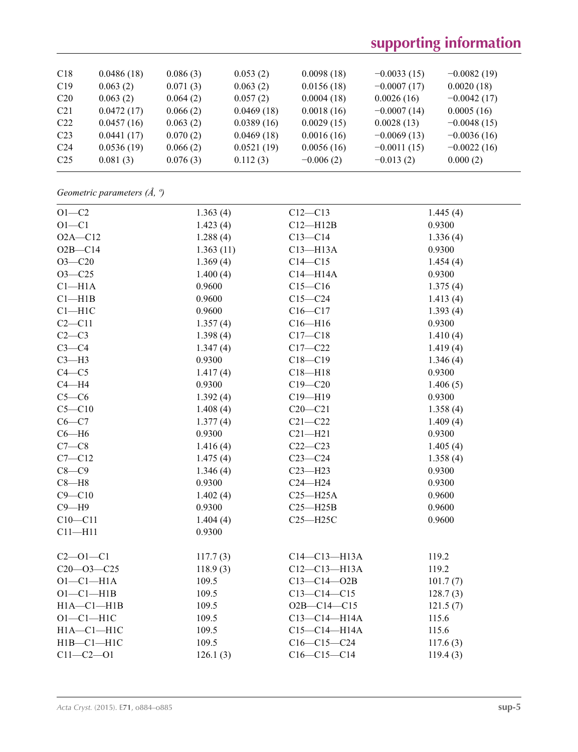| | | | | | | |
|---|---|---|---|---|---|---|
| C18 | 0.0486 (18) | 0.086 (3) | 0.053 (2) | 0.0098 (18) | −0.0033 (15) | −0.0082 (19) |
| C19 | 0.063 (2) | 0.071 (3) | 0.063 (2) | 0.0156 (18) | −0.0007 (17) | 0.0020 (18) |
| C20 | 0.063 (2) | 0.064 (2) | 0.057 (2) | 0.0004 (18) | 0.0026 (16) | −0.0042 (17) |
| C21 | 0.0472 (17) | 0.066 (2) | 0.0469 (18) | 0.0018 (16) | −0.0007 (14) | 0.0005 (16) |
| C22 | 0.0457 (16) | 0.063 (2) | 0.0389 (16) | 0.0029 (15) | 0.0028 (13) | −0.0048 (15) |
| C23 | 0.0441 (17) | 0.070 (2) | 0.0469 (18) | 0.0016 (16) | −0.0069 (13) | −0.0036 (16) |
| C24 | 0.0536 (19) | 0.066 (2) | 0.0521 (19) | 0.0056 (16) | −0.0011 (15) | −0.0022 (16) |
| C25 | 0.081 (3) | 0.076 (3) | 0.112 (3) | −0.006 (2) | −0.013 (2) | 0.000 (2) |

*Geometric parameters (Å, º)*

| | | | |
|---|---|---|---|
| O1—C2 | 1.363 (4) | C12—C13 | 1.445 (4) |
| O1—C1 | 1.423 (4) | C12—H12B | 0.9300 |
| O2A—C12 | 1.288 (4) | C13—C14 | 1.336 (4) |
| O2B—C14 | 1.363 (11) | C13—H13A | 0.9300 |
| O3—C20 | 1.369 (4) | C14—C15 | 1.454 (4) |
| O3—C25 | 1.400 (4) | C14—H14A | 0.9300 |
| C1—H1A | 0.9600 | C15—C16 | 1.375 (4) |
| C1—H1B | 0.9600 | C15—C24 | 1.413 (4) |
| C1—H1C | 0.9600 | C16—C17 | 1.393 (4) |
| C2—C11 | 1.357 (4) | C16—H16 | 0.9300 |
| C2—C3 | 1.398 (4) | C17—C18 | 1.410 (4) |
| C3—C4 | 1.347 (4) | C17—C22 | 1.419 (4) |
| C3—H3 | 0.9300 | C18—C19 | 1.346 (4) |
| C4—C5 | 1.417 (4) | C18—H18 | 0.9300 |
| C4—H4 | 0.9300 | C19—C20 | 1.406 (5) |
| C5—C6 | 1.392 (4) | C19—H19 | 0.9300 |
| C5—C10 | 1.408 (4) | C20—C21 | 1.358 (4) |
| C6—C7 | 1.377 (4) | C21—C22 | 1.409 (4) |
| C6—H6 | 0.9300 | C21—H21 | 0.9300 |
| C7—C8 | 1.416 (4) | C22—C23 | 1.405 (4) |
| C7—C12 | 1.475 (4) | C23—C24 | 1.358 (4) |
| C8—C9 | 1.346 (4) | C23—H23 | 0.9300 |
| C8—H8 | 0.9300 | C24—H24 | 0.9300 |
| C9—C10 | 1.402 (4) | C25—H25A | 0.9600 |
| C9—H9 | 0.9300 | C25—H25B | 0.9600 |
| C10—C11 | 1.404 (4) | C25—H25C | 0.9600 |
| C11—H11 | 0.9300 | | |
| | | | |
| C2—O1—C1 | 117.7 (3) | C14—C13—H13A | 119.2 |
| C20—O3—C25 | 118.9 (3) | C12—C13—H13A | 119.2 |
| O1—C1—H1A | 109.5 | C13—C14—O2B | 101.7 (7) |
| O1—C1—H1B | 109.5 | C13—C14—C15 | 128.7 (3) |
| H1A—C1—H1B | 109.5 | O2B—C14—C15 | 121.5 (7) |
| O1—C1—H1C | 109.5 | C13—C14—H14A | 115.6 |
| H1A—C1—H1C | 109.5 | C15—C14—H14A | 115.6 |
| H1B—C1—H1C | 109.5 | C16—C15—C24 | 117.6 (3) |
| C11—C2—O1 | 126.1 (3) | C16—C15—C14 | 119.4 (3) |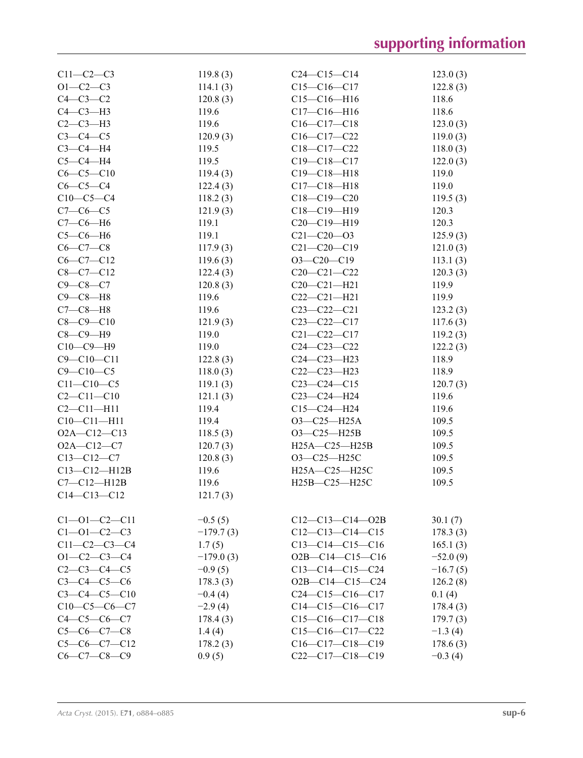| | | | |
|---|---|---|---|
| C11—C2—C3 | 119.8 (3) | C24—C15—C14 | 123.0 (3) |
| O1—C2—C3 | 114.1 (3) | C15—C16—C17 | 122.8 (3) |
| C4—C3—C2 | 120.8 (3) | C15—C16—H16 | 118.6 |
| C4—C3—H3 | 119.6 | C17—C16—H16 | 118.6 |
| C2—C3—H3 | 119.6 | C16—C17—C18 | 123.0 (3) |
| C3—C4—C5 | 120.9 (3) | C16—C17—C22 | 119.0 (3) |
| C3—C4—H4 | 119.5 | C18—C17—C22 | 118.0 (3) |
| C5—C4—H4 | 119.5 | C19—C18—C17 | 122.0 (3) |
| C6—C5—C10 | 119.4 (3) | C19—C18—H18 | 119.0 |
| C6—C5—C4 | 122.4 (3) | C17—C18—H18 | 119.0 |
| C10—C5—C4 | 118.2 (3) | C18—C19—C20 | 119.5 (3) |
| C7—C6—C5 | 121.9 (3) | C18—C19—H19 | 120.3 |
| C7—C6—H6 | 119.1 | C20—C19—H19 | 120.3 |
| C5—C6—H6 | 119.1 | C21—C20—O3 | 125.9 (3) |
| C6—C7—C8 | 117.9 (3) | C21—C20—C19 | 121.0 (3) |
| C6—C7—C12 | 119.6 (3) | O3—C20—C19 | 113.1 (3) |
| C8—C7—C12 | 122.4 (3) | C20—C21—C22 | 120.3 (3) |
| C9—C8—C7 | 120.8 (3) | C20—C21—H21 | 119.9 |
| C9—C8—H8 | 119.6 | C22—C21—H21 | 119.9 |
| C7—C8—H8 | 119.6 | C23—C22—C21 | 123.2 (3) |
| C8—C9—C10 | 121.9 (3) | C23—C22—C17 | 117.6 (3) |
| C8—C9—H9 | 119.0 | C21—C22—C17 | 119.2 (3) |
| C10—C9—H9 | 119.0 | C24—C23—C22 | 122.2 (3) |
| C9—C10—C11 | 122.8 (3) | C24—C23—H23 | 118.9 |
| C9—C10—C5 | 118.0 (3) | C22—C23—H23 | 118.9 |
| C11—C10—C5 | 119.1 (3) | C23—C24—C15 | 120.7 (3) |
| C2—C11—C10 | 121.1 (3) | C23—C24—H24 | 119.6 |
| C2—C11—H11 | 119.4 | C15—C24—H24 | 119.6 |
| C10—C11—H11 | 119.4 | O3—C25—H25A | 109.5 |
| O2A—C12—C13 | 118.5 (3) | O3—C25—H25B | 109.5 |
| O2A—C12—C7 | 120.7 (3) | H25A—C25—H25B | 109.5 |
| C13—C12—C7 | 120.8 (3) | O3—C25—H25C | 109.5 |
| C13—C12—H12B | 119.6 | H25A—C25—H25C | 109.5 |
| C7—C12—H12B | 119.6 | H25B—C25—H25C | 109.5 |
| C14—C13—C12 | 121.7 (3) | | |

| | | | |
|---|---|---|---|
| C1—O1—C2—C11 | −0.5 (5) | C12—C13—C14—O2B | 30.1 (7) |
| C1—O1—C2—C3 | −179.7 (3) | C12—C13—C14—C15 | 178.3 (3) |
| C11—C2—C3—C4 | 1.7 (5) | C13—C14—C15—C16 | 165.1 (3) |
| O1—C2—C3—C4 | −179.0 (3) | O2B—C14—C15—C16 | −52.0 (9) |
| C2—C3—C4—C5 | −0.9 (5) | C13—C14—C15—C24 | −16.7 (5) |
| C3—C4—C5—C6 | 178.3 (3) | O2B—C14—C15—C24 | 126.2 (8) |
| C3—C4—C5—C10 | −0.4 (4) | C24—C15—C16—C17 | 0.1 (4) |
| C10—C5—C6—C7 | −2.9 (4) | C14—C15—C16—C17 | 178.4 (3) |
| C4—C5—C6—C7 | 178.4 (3) | C15—C16—C17—C18 | 179.7 (3) |
| C5—C6—C7—C8 | 1.4 (4) | C15—C16—C17—C22 | −1.3 (4) |
| C5—C6—C7—C12 | 178.2 (3) | C16—C17—C18—C19 | 178.6 (3) |
| C6—C7—C8—C9 | 0.9 (5) | C22—C17—C18—C19 | −0.3 (4) |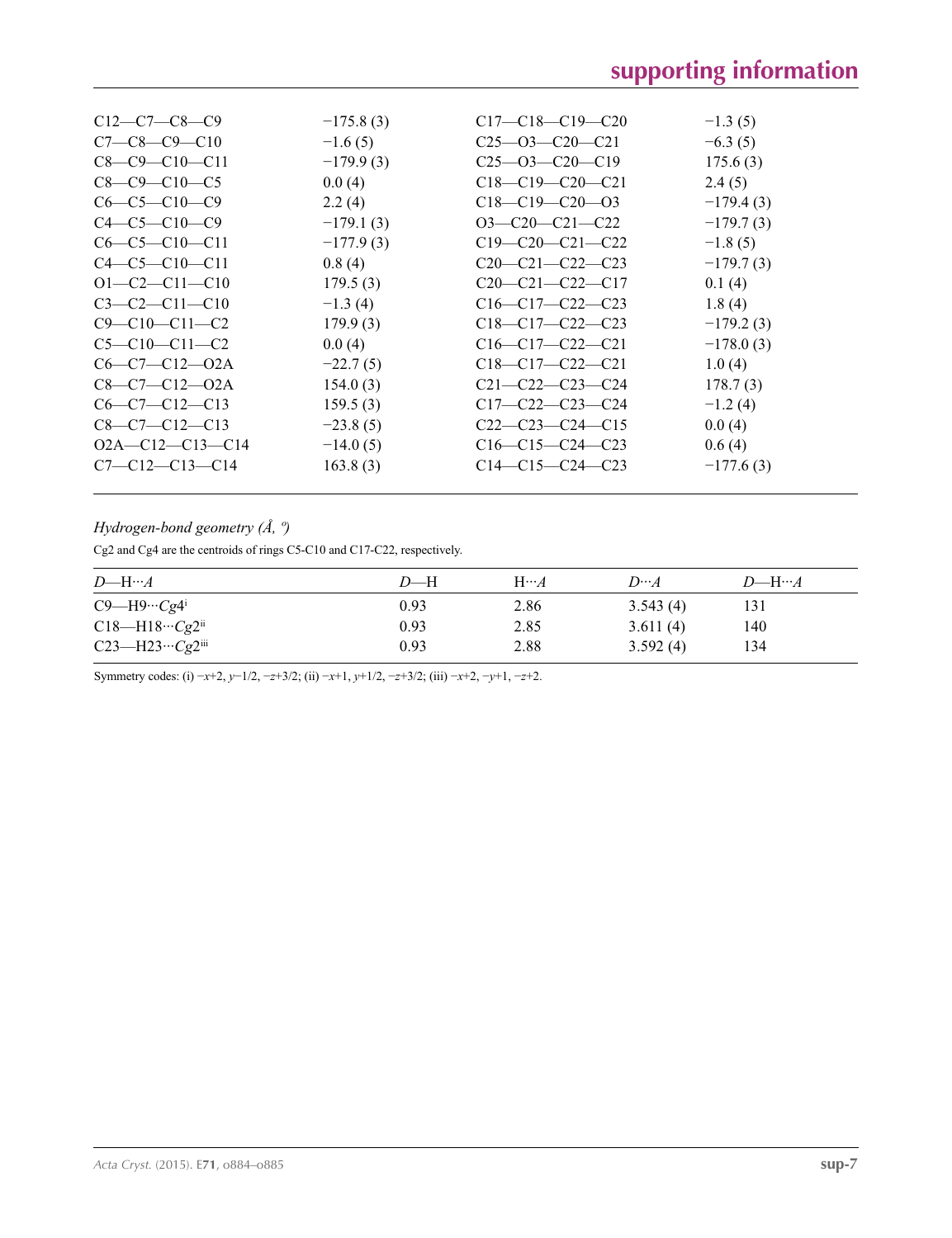| | | | |
|---|---|---|---|
| C12—C7—C8—C9 | −175.8 (3) | C17—C18—C19—C20 | −1.3 (5) |
| C7—C8—C9—C10 | −1.6 (5) | C25—O3—C20—C21 | −6.3 (5) |
| C8—C9—C10—C11 | −179.9 (3) | C25—O3—C20—C19 | 175.6 (3) |
| C8—C9—C10—C5 | 0.0 (4) | C18—C19—C20—C21 | 2.4 (5) |
| C6—C5—C10—C9 | 2.2 (4) | C18—C19—C20—O3 | −179.4 (3) |
| C4—C5—C10—C9 | −179.1 (3) | O3—C20—C21—C22 | −179.7 (3) |
| C6—C5—C10—C11 | −177.9 (3) | C19—C20—C21—C22 | −1.8 (5) |
| C4—C5—C10—C11 | 0.8 (4) | C20—C21—C22—C23 | −179.7 (3) |
| O1—C2—C11—C10 | 179.5 (3) | C20—C21—C22—C17 | 0.1 (4) |
| C3—C2—C11—C10 | −1.3 (4) | C16—C17—C22—C23 | 1.8 (4) |
| C9—C10—C11—C2 | 179.9 (3) | C18—C17—C22—C23 | −179.2 (3) |
| C5—C10—C11—C2 | 0.0 (4) | C16—C17—C22—C21 | −178.0 (3) |
| C6—C7—C12—O2A | −22.7 (5) | C18—C17—C22—C21 | 1.0 (4) |
| C8—C7—C12—O2A | 154.0 (3) | C21—C22—C23—C24 | 178.7 (3) |
| C6—C7—C12—C13 | 159.5 (3) | C17—C22—C23—C24 | −1.2 (4) |
| C8—C7—C12—C13 | −23.8 (5) | C22—C23—C24—C15 | 0.0 (4) |
| O2A—C12—C13—C14 | −14.0 (5) | C16—C15—C24—C23 | 0.6 (4) |
| C7—C12—C13—C14 | 163.8 (3) | C14—C15—C24—C23 | −177.6 (3) |

### *Hydrogen-bond geometry (Å, º)*

Cg2 and Cg4 are the centroids of rings C5-C10 and C17-C22, respectively.

| *D*—H···*A* | *D*—H | H···*A* | *D*···*A* | *D*—H···*A* |
|---|---|---|---|---|
| C9—H9···*Cg*4$^{i}$ | 0.93 | 2.86 | 3.543 (4) | 131 |
| C18—H18···*Cg*2$^{ii}$ | 0.93 | 2.85 | 3.611 (4) | 140 |
| C23—H23···*Cg*2$^{iii}$ | 0.93 | 2.88 | 3.592 (4) | 134 |

Symmetry codes: (i) $-x+2, y-1/2, -z+3/2$; (ii) $-x+1, y+1/2, -z+3/2$; (iii) $-x+2, -y+1, -z+2$.